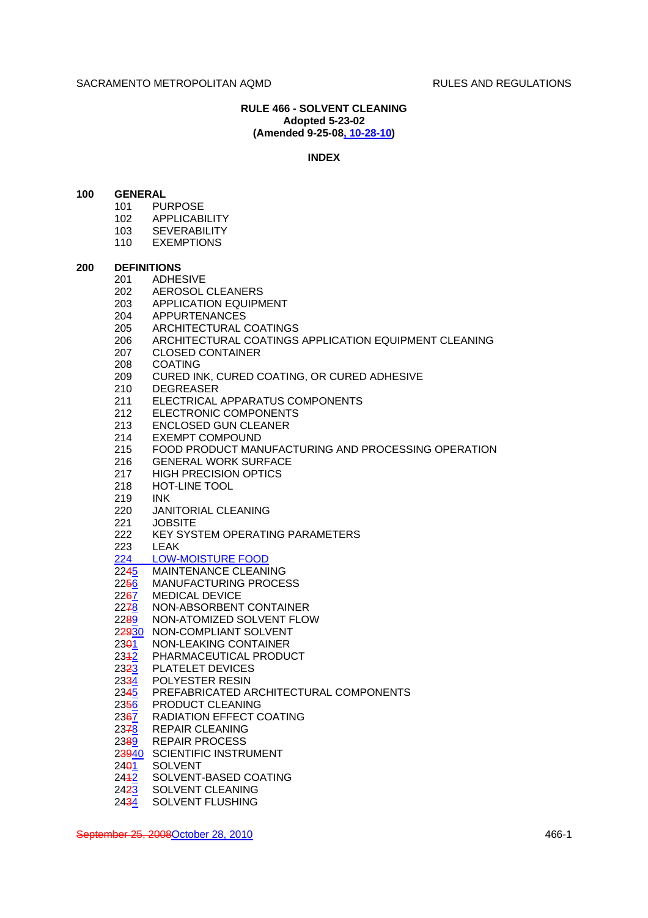**RULE 466 - SOLVENT CLEANING**
**Adopted 5-23-02**
**(Amended 9-25-08, 10-28-10)**

**INDEX**

**100 GENERAL**

- 101 PURPOSE
- 102 APPLICABILITY
- 103 SEVERABILITY
- 110 EXEMPTIONS

**200 DEFINITIONS**

- 201 ADHESIVE
- 202 AEROSOL CLEANERS
- 203 APPLICATION EQUIPMENT
- 204 APPURTENANCES
- 205 ARCHITECTURAL COATINGS
- 206 ARCHITECTURAL COATINGS APPLICATION EQUIPMENT CLEANING
- 207 CLOSED CONTAINER
- 208 COATING
- 209 CURED INK, CURED COATING, OR CURED ADHESIVE
- 210 DEGREASER
- 211 ELECTRICAL APPARATUS COMPONENTS
- 212 ELECTRONIC COMPONENTS
- 213 ENCLOSED GUN CLEANER
- 214 EXEMPT COMPOUND
- 215 FOOD PRODUCT MANUFACTURING AND PROCESSING OPERATION
- 216 GENERAL WORK SURFACE
- 217 HIGH PRECISION OPTICS
- 218 HOT-LINE TOOL
- 219 INK
- 220 JANITORIAL CLEANING
- 221 JOBSITE
- 222 KEY SYSTEM OPERATING PARAMETERS
- 223 LEAK
- 224 LOW-MOISTURE FOOD
- 22~~4~~5 MAINTENANCE CLEANING
- 22~~5~~6 MANUFACTURING PROCESS
- 22~~6~~7 MEDICAL DEVICE
- 22~~7~~8 NON-ABSORBENT CONTAINER
- 22~~8~~9 NON-ATOMIZED SOLVENT FLOW
- 2~~29~~30 NON-COMPLIANT SOLVENT
- 23~~0~~1 NON-LEAKING CONTAINER
- 23~~1~~2 PHARMACEUTICAL PRODUCT
- 23~~2~~3 PLATELET DEVICES
- 23~~3~~4 POLYESTER RESIN
- 23~~4~~5 PREFABRICATED ARCHITECTURAL COMPONENTS
- 23~~5~~6 PRODUCT CLEANING
- 23~~6~~7 RADIATION EFFECT COATING
- 23~~7~~8 REPAIR CLEANING
- 23~~8~~9 REPAIR PROCESS
- 2~~39~~40 SCIENTIFIC INSTRUMENT
- 24~~0~~1 SOLVENT
- 24~~1~~2 SOLVENT-BASED COATING
- 24~~2~~3 SOLVENT CLEANING
- 24~~3~~4 SOLVENT FLUSHING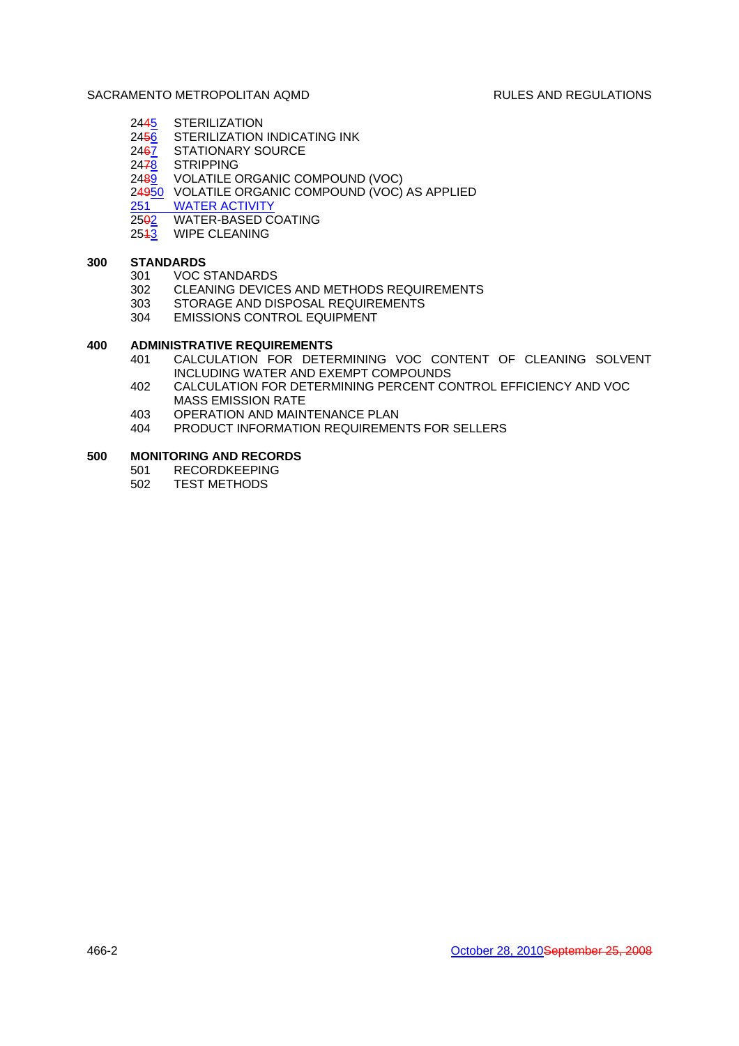2445 STERILIZATION
2456 STERILIZATION INDICATING INK
2467 STATIONARY SOURCE
2478 STRIPPING
2489 VOLATILE ORGANIC COMPOUND (VOC)
24950 VOLATILE ORGANIC COMPOUND (VOC) AS APPLIED
251 WATER ACTIVITY
2502 WATER-BASED COATING
2513 WIPE CLEANING

**300 STANDARDS**

301 VOC STANDARDS
302 CLEANING DEVICES AND METHODS REQUIREMENTS
303 STORAGE AND DISPOSAL REQUIREMENTS
304 EMISSIONS CONTROL EQUIPMENT

**400 ADMINISTRATIVE REQUIREMENTS**

401 CALCULATION FOR DETERMINING VOC CONTENT OF CLEANING SOLVENT INCLUDING WATER AND EXEMPT COMPOUNDS
402 CALCULATION FOR DETERMINING PERCENT CONTROL EFFICIENCY AND VOC MASS EMISSION RATE
403 OPERATION AND MAINTENANCE PLAN
404 PRODUCT INFORMATION REQUIREMENTS FOR SELLERS

**500 MONITORING AND RECORDS**

501 RECORDKEEPING
502 TEST METHODS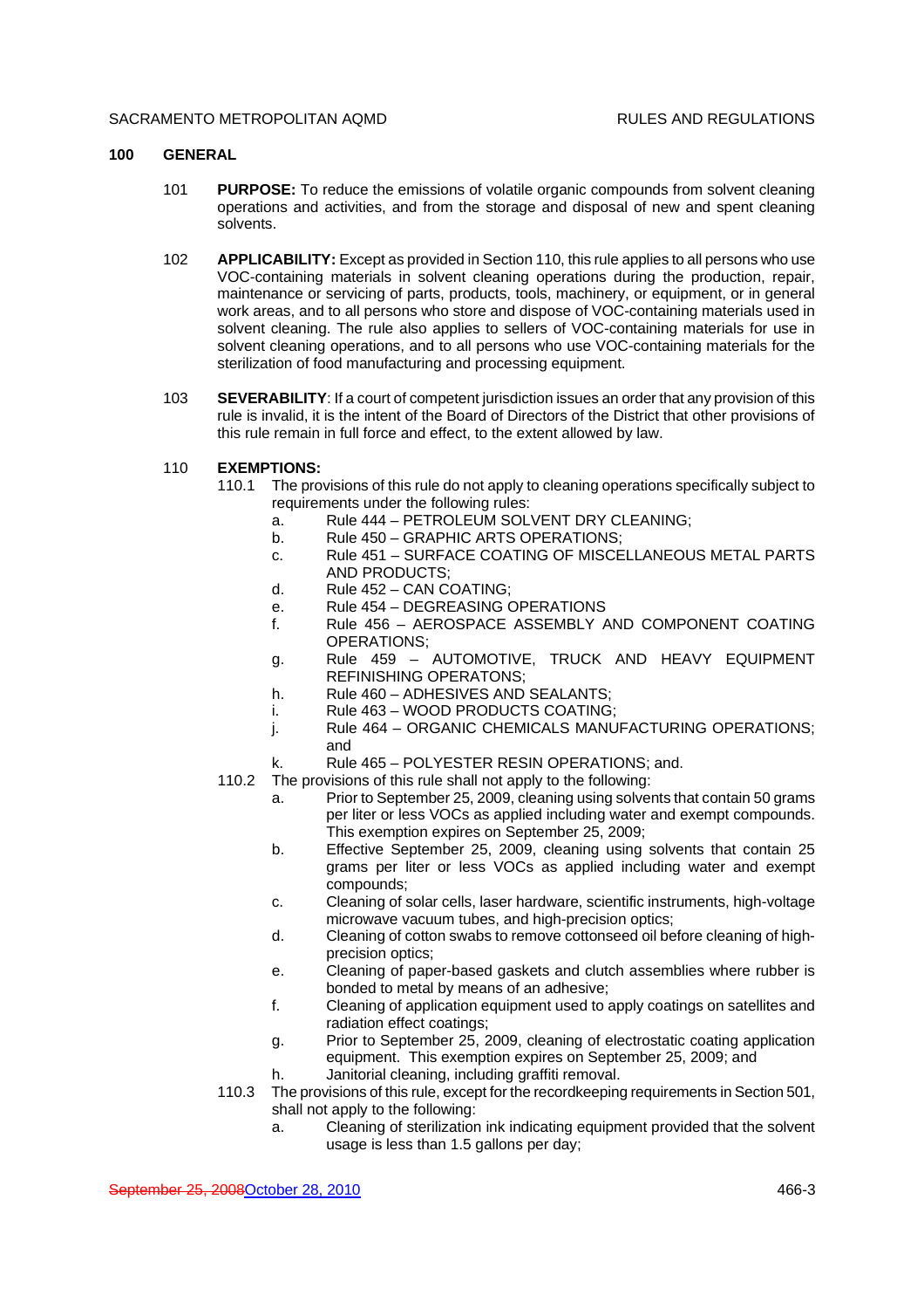## 100 GENERAL

101 **PURPOSE:** To reduce the emissions of volatile organic compounds from solvent cleaning operations and activities, and from the storage and disposal of new and spent cleaning solvents.

102 **APPLICABILITY:** Except as provided in Section 110, this rule applies to all persons who use VOC-containing materials in solvent cleaning operations during the production, repair, maintenance or servicing of parts, products, tools, machinery, or equipment, or in general work areas, and to all persons who store and dispose of VOC-containing materials used in solvent cleaning. The rule also applies to sellers of VOC-containing materials for use in solvent cleaning operations, and to all persons who use VOC-containing materials for the sterilization of food manufacturing and processing equipment.

103 **SEVERABILITY**: If a court of competent jurisdiction issues an order that any provision of this rule is invalid, it is the intent of the Board of Directors of the District that other provisions of this rule remain in full force and effect, to the extent allowed by law.

110 **EXEMPTIONS:**

110.1 The provisions of this rule do not apply to cleaning operations specifically subject to requirements under the following rules:

- a. Rule 444 – PETROLEUM SOLVENT DRY CLEANING;
- b. Rule 450 – GRAPHIC ARTS OPERATIONS;
- c. Rule 451 – SURFACE COATING OF MISCELLANEOUS METAL PARTS AND PRODUCTS;
- d. Rule 452 – CAN COATING;
- e. Rule 454 – DEGREASING OPERATIONS
- f. Rule 456 – AEROSPACE ASSEMBLY AND COMPONENT COATING OPERATIONS;
- g. Rule 459 – AUTOMOTIVE, TRUCK AND HEAVY EQUIPMENT REFINISHING OPERATONS;
- h. Rule 460 – ADHESIVES AND SEALANTS;
- i. Rule 463 – WOOD PRODUCTS COATING;
- j. Rule 464 – ORGANIC CHEMICALS MANUFACTURING OPERATIONS; and
- k. Rule 465 – POLYESTER RESIN OPERATIONS; and.

110.2 The provisions of this rule shall not apply to the following:

- a. Prior to September 25, 2009, cleaning using solvents that contain 50 grams per liter or less VOCs as applied including water and exempt compounds. This exemption expires on September 25, 2009;
- b. Effective September 25, 2009, cleaning using solvents that contain 25 grams per liter or less VOCs as applied including water and exempt compounds;
- c. Cleaning of solar cells, laser hardware, scientific instruments, high-voltage microwave vacuum tubes, and high-precision optics;
- d. Cleaning of cotton swabs to remove cottonseed oil before cleaning of high-precision optics;
- e. Cleaning of paper-based gaskets and clutch assemblies where rubber is bonded to metal by means of an adhesive;
- f. Cleaning of application equipment used to apply coatings on satellites and radiation effect coatings;
- g. Prior to September 25, 2009, cleaning of electrostatic coating application equipment. This exemption expires on September 25, 2009; and
- h. Janitorial cleaning, including graffiti removal.

110.3 The provisions of this rule, except for the recordkeeping requirements in Section 501, shall not apply to the following:

- a. Cleaning of sterilization ink indicating equipment provided that the solvent usage is less than 1.5 gallons per day;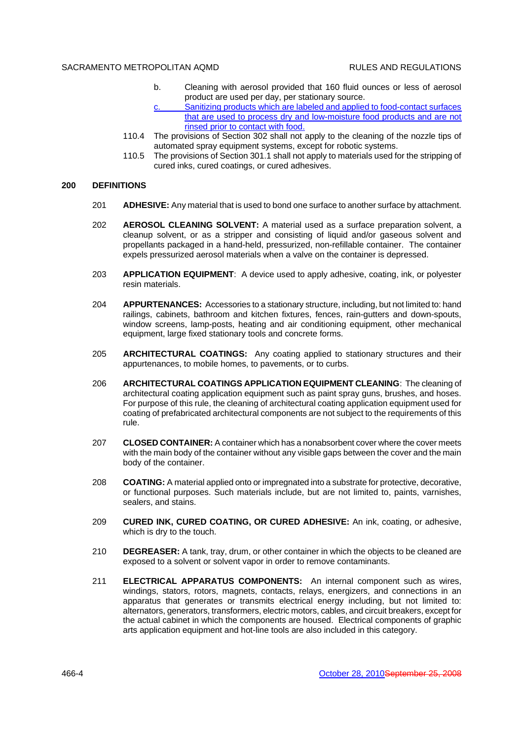b. Cleaning with aerosol provided that 160 fluid ounces or less of aerosol product are used per day, per stationary source.

c. Sanitizing products which are labeled and applied to food-contact surfaces that are used to process dry and low-moisture food products and are not rinsed prior to contact with food.

110.4 The provisions of Section 302 shall not apply to the cleaning of the nozzle tips of automated spray equipment systems, except for robotic systems.

110.5 The provisions of Section 301.1 shall not apply to materials used for the stripping of cured inks, cured coatings, or cured adhesives.

## 200 DEFINITIONS

201 **ADHESIVE:** Any material that is used to bond one surface to another surface by attachment.

202 **AEROSOL CLEANING SOLVENT:** A material used as a surface preparation solvent, a cleanup solvent, or as a stripper and consisting of liquid and/or gaseous solvent and propellants packaged in a hand-held, pressurized, non-refillable container. The container expels pressurized aerosol materials when a valve on the container is depressed.

203 **APPLICATION EQUIPMENT**: A device used to apply adhesive, coating, ink, or polyester resin materials.

204 **APPURTENANCES:** Accessories to a stationary structure, including, but not limited to: hand railings, cabinets, bathroom and kitchen fixtures, fences, rain-gutters and down-spouts, window screens, lamp-posts, heating and air conditioning equipment, other mechanical equipment, large fixed stationary tools and concrete forms.

205 **ARCHITECTURAL COATINGS:** Any coating applied to stationary structures and their appurtenances, to mobile homes, to pavements, or to curbs.

206 **ARCHITECTURAL COATINGS APPLICATION EQUIPMENT CLEANING**: The cleaning of architectural coating application equipment such as paint spray guns, brushes, and hoses. For purpose of this rule, the cleaning of architectural coating application equipment used for coating of prefabricated architectural components are not subject to the requirements of this rule.

207 **CLOSED CONTAINER:** A container which has a nonabsorbent cover where the cover meets with the main body of the container without any visible gaps between the cover and the main body of the container.

208 **COATING:** A material applied onto or impregnated into a substrate for protective, decorative, or functional purposes. Such materials include, but are not limited to, paints, varnishes, sealers, and stains.

209 **CURED INK, CURED COATING, OR CURED ADHESIVE:** An ink, coating, or adhesive, which is dry to the touch.

210 **DEGREASER:** A tank, tray, drum, or other container in which the objects to be cleaned are exposed to a solvent or solvent vapor in order to remove contaminants.

211 **ELECTRICAL APPARATUS COMPONENTS:** An internal component such as wires, windings, stators, rotors, magnets, contacts, relays, energizers, and connections in an apparatus that generates or transmits electrical energy including, but not limited to: alternators, generators, transformers, electric motors, cables, and circuit breakers, except for the actual cabinet in which the components are housed. Electrical components of graphic arts application equipment and hot-line tools are also included in this category.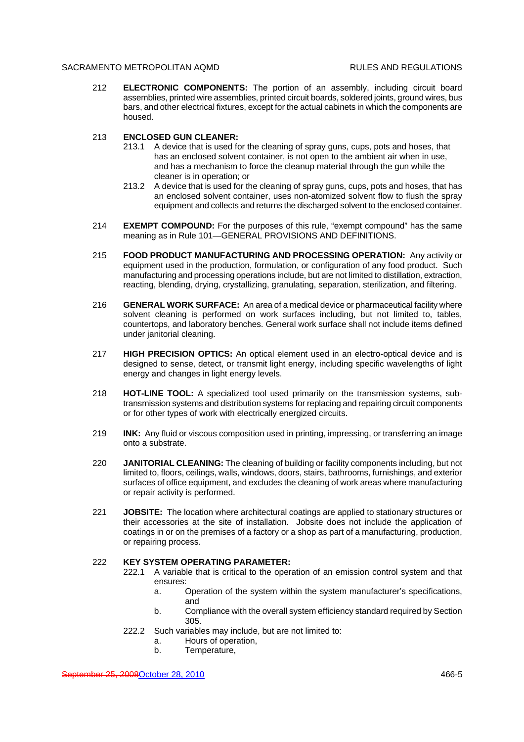212 **ELECTRONIC COMPONENTS:** The portion of an assembly, including circuit board assemblies, printed wire assemblies, printed circuit boards, soldered joints, ground wires, bus bars, and other electrical fixtures, except for the actual cabinets in which the components are housed.

213 **ENCLOSED GUN CLEANER:**

213.1 A device that is used for the cleaning of spray guns, cups, pots and hoses, that has an enclosed solvent container, is not open to the ambient air when in use, and has a mechanism to force the cleanup material through the gun while the cleaner is in operation; or

213.2 A device that is used for the cleaning of spray guns, cups, pots and hoses, that has an enclosed solvent container, uses non-atomized solvent flow to flush the spray equipment and collects and returns the discharged solvent to the enclosed container.

214 **EXEMPT COMPOUND:** For the purposes of this rule, "exempt compound" has the same meaning as in Rule 101—GENERAL PROVISIONS AND DEFINITIONS.

215 **FOOD PRODUCT MANUFACTURING AND PROCESSING OPERATION:** Any activity or equipment used in the production, formulation, or configuration of any food product. Such manufacturing and processing operations include, but are not limited to distillation, extraction, reacting, blending, drying, crystallizing, granulating, separation, sterilization, and filtering.

216 **GENERAL WORK SURFACE:** An area of a medical device or pharmaceutical facility where solvent cleaning is performed on work surfaces including, but not limited to, tables, countertops, and laboratory benches. General work surface shall not include items defined under janitorial cleaning.

217 **HIGH PRECISION OPTICS:** An optical element used in an electro-optical device and is designed to sense, detect, or transmit light energy, including specific wavelengths of light energy and changes in light energy levels.

218 **HOT-LINE TOOL:** A specialized tool used primarily on the transmission systems, sub-transmission systems and distribution systems for replacing and repairing circuit components or for other types of work with electrically energized circuits.

219 **INK:** Any fluid or viscous composition used in printing, impressing, or transferring an image onto a substrate.

220 **JANITORIAL CLEANING:** The cleaning of building or facility components including, but not limited to, floors, ceilings, walls, windows, doors, stairs, bathrooms, furnishings, and exterior surfaces of office equipment, and excludes the cleaning of work areas where manufacturing or repair activity is performed.

221 **JOBSITE:** The location where architectural coatings are applied to stationary structures or their accessories at the site of installation. Jobsite does not include the application of coatings in or on the premises of a factory or a shop as part of a manufacturing, production, or repairing process.

222 **KEY SYSTEM OPERATING PARAMETER:**

222.1 A variable that is critical to the operation of an emission control system and that ensures:

a. Operation of the system within the system manufacturer's specifications, and

b. Compliance with the overall system efficiency standard required by Section 305.

222.2 Such variables may include, but are not limited to:

a. Hours of operation,

b. Temperature,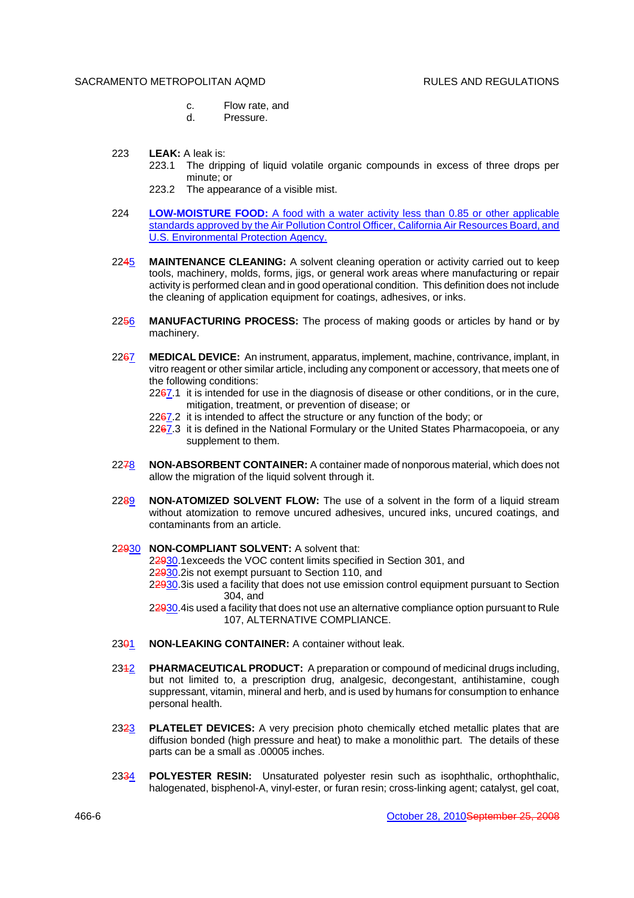c. Flow rate, and

d. Pressure.

223 **LEAK:** A leak is:

223.1 The dripping of liquid volatile organic compounds in excess of three drops per minute; or

223.2 The appearance of a visible mist.

224 **LOW-MOISTURE FOOD:** A food with a water activity less than 0.85 or other applicable standards approved by the Air Pollution Control Officer, California Air Resources Board, and U.S. Environmental Protection Agency.

22~~4~~5 **MAINTENANCE CLEANING:** A solvent cleaning operation or activity carried out to keep tools, machinery, molds, forms, jigs, or general work areas where manufacturing or repair activity is performed clean and in good operational condition. This definition does not include the cleaning of application equipment for coatings, adhesives, or inks.

22~~5~~6 **MANUFACTURING PROCESS:** The process of making goods or articles by hand or by machinery.

22~~6~~7 **MEDICAL DEVICE:** An instrument, apparatus, implement, machine, contrivance, implant, in vitro reagent or other similar article, including any component or accessory, that meets one of the following conditions:

22~~6~~7.1 it is intended for use in the diagnosis of disease or other conditions, or in the cure, mitigation, treatment, or prevention of disease; or

22~~6~~7.2 it is intended to affect the structure or any function of the body; or

22~~6~~7.3 it is defined in the National Formulary or the United States Pharmacopoeia, or any supplement to them.

22~~7~~8 **NON-ABSORBENT CONTAINER:** A container made of nonporous material, which does not allow the migration of the liquid solvent through it.

22~~8~~9 **NON-ATOMIZED SOLVENT FLOW:** The use of a solvent in the form of a liquid stream without atomization to remove uncured adhesives, uncured inks, uncured coatings, and contaminants from an article.

2~~29~~30 **NON-COMPLIANT SOLVENT:** A solvent that:

2~~29~~30.1 exceeds the VOC content limits specified in Section 301, and

2~~29~~30.2 is not exempt pursuant to Section 110, and

2~~29~~30.3 is used a facility that does not use emission control equipment pursuant to Section 304, and

2~~29~~30.4 is used a facility that does not use an alternative compliance option pursuant to Rule 107, ALTERNATIVE COMPLIANCE.

23~~0~~1 **NON-LEAKING CONTAINER:** A container without leak.

23~~1~~2 **PHARMACEUTICAL PRODUCT:** A preparation or compound of medicinal drugs including, but not limited to, a prescription drug, analgesic, decongestant, antihistamine, cough suppressant, vitamin, mineral and herb, and is used by humans for consumption to enhance personal health.

23~~2~~3 **PLATELET DEVICES:** A very precision photo chemically etched metallic plates that are diffusion bonded (high pressure and heat) to make a monolithic part. The details of these parts can be a small as .00005 inches.

23~~3~~4 **POLYESTER RESIN:** Unsaturated polyester resin such as isophthalic, orthophthalic, halogenated, bisphenol-A, vinyl-ester, or furan resin; cross-linking agent; catalyst, gel coat,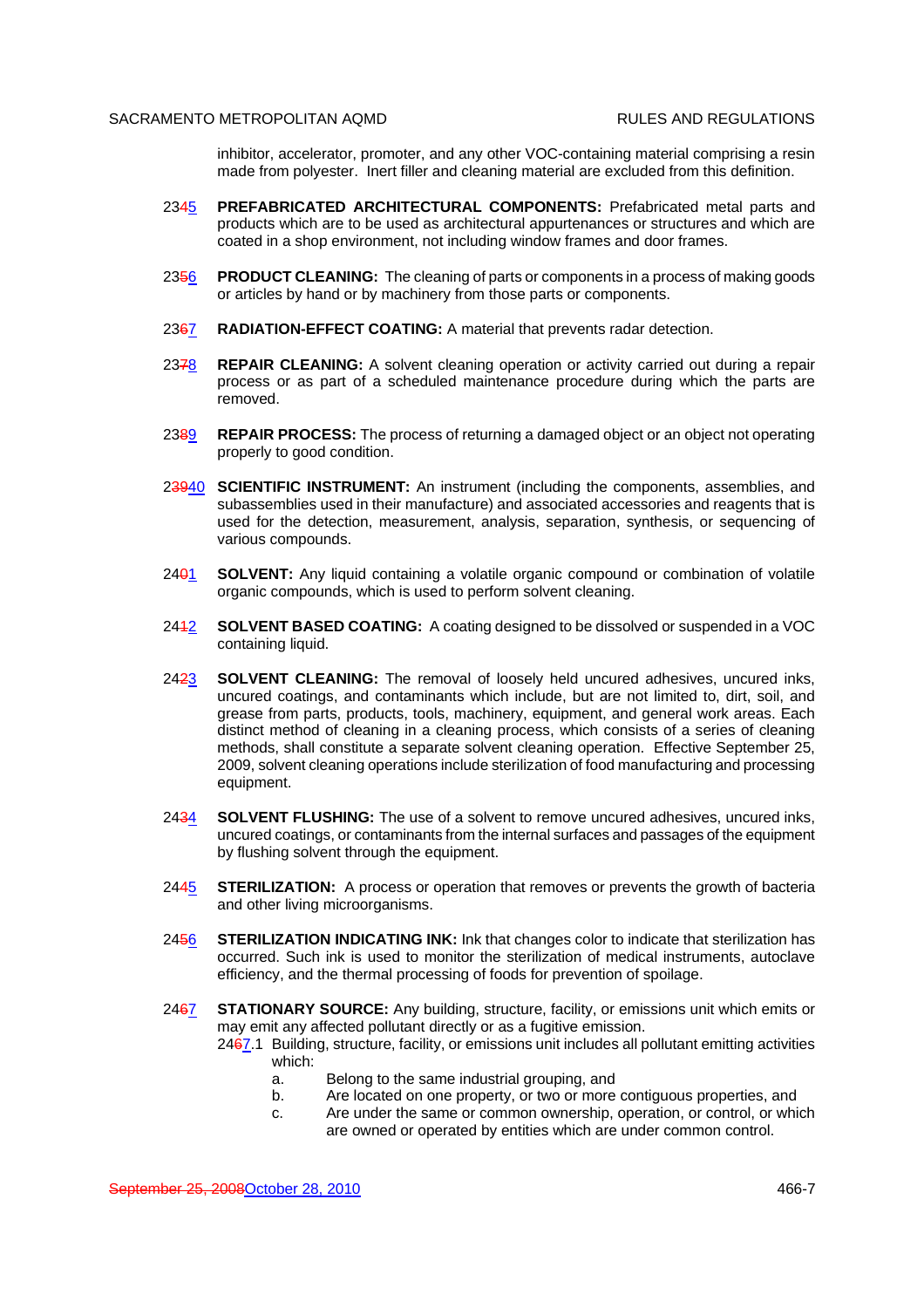inhibitor, accelerator, promoter, and any other VOC-containing material comprising a resin made from polyester. Inert filler and cleaning material are excluded from this definition.

23~~4~~5 **PREFABRICATED ARCHITECTURAL COMPONENTS:** Prefabricated metal parts and products which are to be used as architectural appurtenances or structures and which are coated in a shop environment, not including window frames and door frames.

23~~5~~6 **PRODUCT CLEANING:** The cleaning of parts or components in a process of making goods or articles by hand or by machinery from those parts or components.

23~~6~~7 **RADIATION-EFFECT COATING:** A material that prevents radar detection.

23~~7~~8 **REPAIR CLEANING:** A solvent cleaning operation or activity carried out during a repair process or as part of a scheduled maintenance procedure during which the parts are removed.

23~~8~~9 **REPAIR PROCESS:** The process of returning a damaged object or an object not operating properly to good condition.

2~~39~~40 **SCIENTIFIC INSTRUMENT:** An instrument (including the components, assemblies, and subassemblies used in their manufacture) and associated accessories and reagents that is used for the detection, measurement, analysis, separation, synthesis, or sequencing of various compounds.

24~~0~~1 **SOLVENT:** Any liquid containing a volatile organic compound or combination of volatile organic compounds, which is used to perform solvent cleaning.

24~~1~~2 **SOLVENT BASED COATING:** A coating designed to be dissolved or suspended in a VOC containing liquid.

24~~2~~3 **SOLVENT CLEANING:** The removal of loosely held uncured adhesives, uncured inks, uncured coatings, and contaminants which include, but are not limited to, dirt, soil, and grease from parts, products, tools, machinery, equipment, and general work areas. Each distinct method of cleaning in a cleaning process, which consists of a series of cleaning methods, shall constitute a separate solvent cleaning operation. Effective September 25, 2009, solvent cleaning operations include sterilization of food manufacturing and processing equipment.

24~~3~~4 **SOLVENT FLUSHING:** The use of a solvent to remove uncured adhesives, uncured inks, uncured coatings, or contaminants from the internal surfaces and passages of the equipment by flushing solvent through the equipment.

24~~4~~5 **STERILIZATION:** A process or operation that removes or prevents the growth of bacteria and other living microorganisms.

24~~5~~6 **STERILIZATION INDICATING INK:** Ink that changes color to indicate that sterilization has occurred. Such ink is used to monitor the sterilization of medical instruments, autoclave efficiency, and the thermal processing of foods for prevention of spoilage.

24~~6~~7 **STATIONARY SOURCE:** Any building, structure, facility, or emissions unit which emits or may emit any affected pollutant directly or as a fugitive emission.

24~~6~~7.1 Building, structure, facility, or emissions unit includes all pollutant emitting activities which:

a. Belong to the same industrial grouping, and
b. Are located on one property, or two or more contiguous properties, and
c. Are under the same or common ownership, operation, or control, or which are owned or operated by entities which are under common control.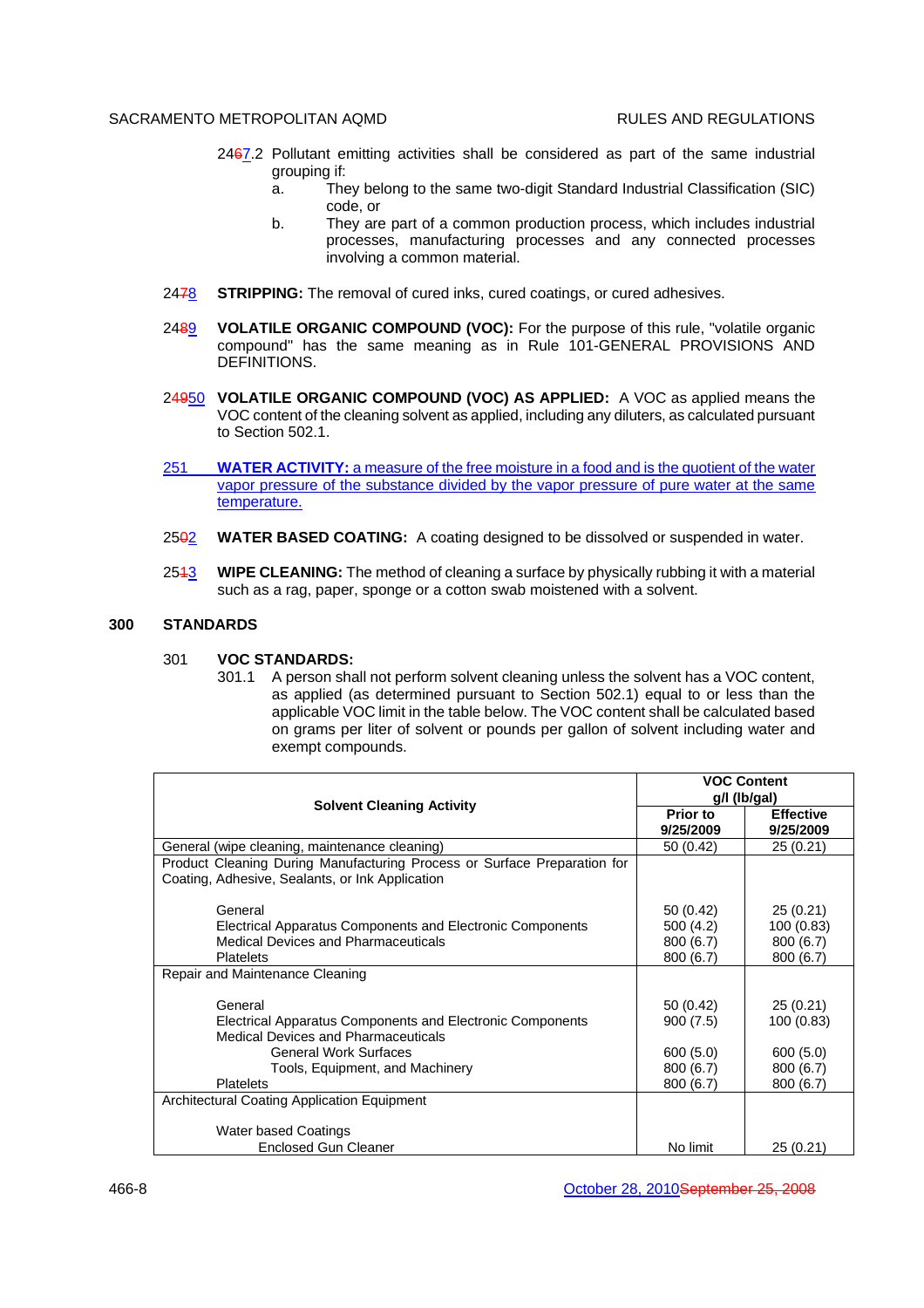2467.2 Pollutant emitting activities shall be considered as part of the same industrial grouping if:

a. They belong to the same two-digit Standard Industrial Classification (SIC) code, or

b. They are part of a common production process, which includes industrial processes, manufacturing processes and any connected processes involving a common material.

2478 **STRIPPING:** The removal of cured inks, cured coatings, or cured adhesives.

2489 **VOLATILE ORGANIC COMPOUND (VOC):** For the purpose of this rule, "volatile organic compound" has the same meaning as in Rule 101-GENERAL PROVISIONS AND DEFINITIONS.

24950 **VOLATILE ORGANIC COMPOUND (VOC) AS APPLIED:** A VOC as applied means the VOC content of the cleaning solvent as applied, including any diluters, as calculated pursuant to Section 502.1.

251 **WATER ACTIVITY:** a measure of the free moisture in a food and is the quotient of the water vapor pressure of the substance divided by the vapor pressure of pure water at the same temperature.

2502 **WATER BASED COATING:** A coating designed to be dissolved or suspended in water.

2513 **WIPE CLEANING:** The method of cleaning a surface by physically rubbing it with a material such as a rag, paper, sponge or a cotton swab moistened with a solvent.

## 300 STANDARDS

301 **VOC STANDARDS:**

301.1 A person shall not perform solvent cleaning unless the solvent has a VOC content, as applied (as determined pursuant to Section 502.1) equal to or less than the applicable VOC limit in the table below. The VOC content shall be calculated based on grams per liter of solvent or pounds per gallon of solvent including water and exempt compounds.

| Solvent Cleaning Activity | VOC Content g/l (lb/gal) | |
|---|---|---|
| | **Prior to 9/25/2009** | **Effective 9/25/2009** |
| General (wipe cleaning, maintenance cleaning) | 50 (0.42) | 25 (0.21) |
| Product Cleaning During Manufacturing Process or Surface Preparation for Coating, Adhesive, Sealants, or Ink Application | | |
| General | 50 (0.42) | 25 (0.21) |
| Electrical Apparatus Components and Electronic Components | 500 (4.2) | 100 (0.83) |
| Medical Devices and Pharmaceuticals | 800 (6.7) | 800 (6.7) |
| Platelets | 800 (6.7) | 800 (6.7) |
| Repair and Maintenance Cleaning | | |
| General | 50 (0.42) | 25 (0.21) |
| Electrical Apparatus Components and Electronic Components | 900 (7.5) | 100 (0.83) |
| Medical Devices and Pharmaceuticals | | |
| General Work Surfaces | 600 (5.0) | 600 (5.0) |
| Tools, Equipment, and Machinery | 800 (6.7) | 800 (6.7) |
| Platelets | 800 (6.7) | 800 (6.7) |
| Architectural Coating Application Equipment | | |
| Water based Coatings | | |
| Enclosed Gun Cleaner | No limit | 25 (0.21) |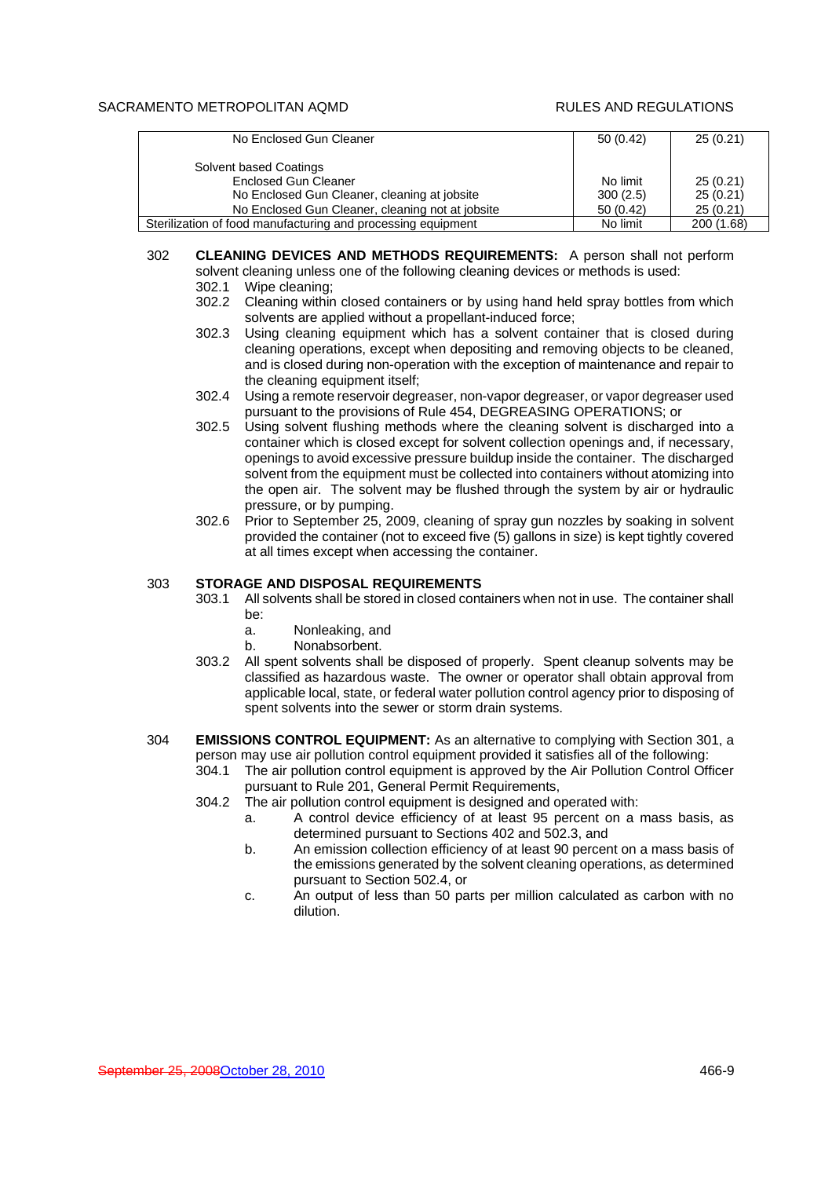| | | |
|---|---|---|
| No Enclosed Gun Cleaner | 50 (0.42) | 25 (0.21) |
| Solvent based Coatings | | |
| Enclosed Gun Cleaner | No limit | 25 (0.21) |
| No Enclosed Gun Cleaner, cleaning at jobsite | 300 (2.5) | 25 (0.21) |
| No Enclosed Gun Cleaner, cleaning not at jobsite | 50 (0.42) | 25 (0.21) |
| Sterilization of food manufacturing and processing equipment | No limit | 200 (1.68) |

302 **CLEANING DEVICES AND METHODS REQUIREMENTS:** A person shall not perform solvent cleaning unless one of the following cleaning devices or methods is used:

- 302.1 Wipe cleaning;
- 302.2 Cleaning within closed containers or by using hand held spray bottles from which solvents are applied without a propellant-induced force;
- 302.3 Using cleaning equipment which has a solvent container that is closed during cleaning operations, except when depositing and removing objects to be cleaned, and is closed during non-operation with the exception of maintenance and repair to the cleaning equipment itself;
- 302.4 Using a remote reservoir degreaser, non-vapor degreaser, or vapor degreaser used pursuant to the provisions of Rule 454, DEGREASING OPERATIONS; or
- 302.5 Using solvent flushing methods where the cleaning solvent is discharged into a container which is closed except for solvent collection openings and, if necessary, openings to avoid excessive pressure buildup inside the container. The discharged solvent from the equipment must be collected into containers without atomizing into the open air. The solvent may be flushed through the system by air or hydraulic pressure, or by pumping.
- 302.6 Prior to September 25, 2009, cleaning of spray gun nozzles by soaking in solvent provided the container (not to exceed five (5) gallons in size) is kept tightly covered at all times except when accessing the container.

303 **STORAGE AND DISPOSAL REQUIREMENTS**

- 303.1 All solvents shall be stored in closed containers when not in use. The container shall be:
  - a. Nonleaking, and
  - b. Nonabsorbent.
- 303.2 All spent solvents shall be disposed of properly. Spent cleanup solvents may be classified as hazardous waste. The owner or operator shall obtain approval from applicable local, state, or federal water pollution control agency prior to disposing of spent solvents into the sewer or storm drain systems.

304 **EMISSIONS CONTROL EQUIPMENT:** As an alternative to complying with Section 301, a person may use air pollution control equipment provided it satisfies all of the following:

- 304.1 The air pollution control equipment is approved by the Air Pollution Control Officer pursuant to Rule 201, General Permit Requirements,
- 304.2 The air pollution control equipment is designed and operated with:
  - a. A control device efficiency of at least 95 percent on a mass basis, as determined pursuant to Sections 402 and 502.3, and
  - b. An emission collection efficiency of at least 90 percent on a mass basis of the emissions generated by the solvent cleaning operations, as determined pursuant to Section 502.4, or
  - c. An output of less than 50 parts per million calculated as carbon with no dilution.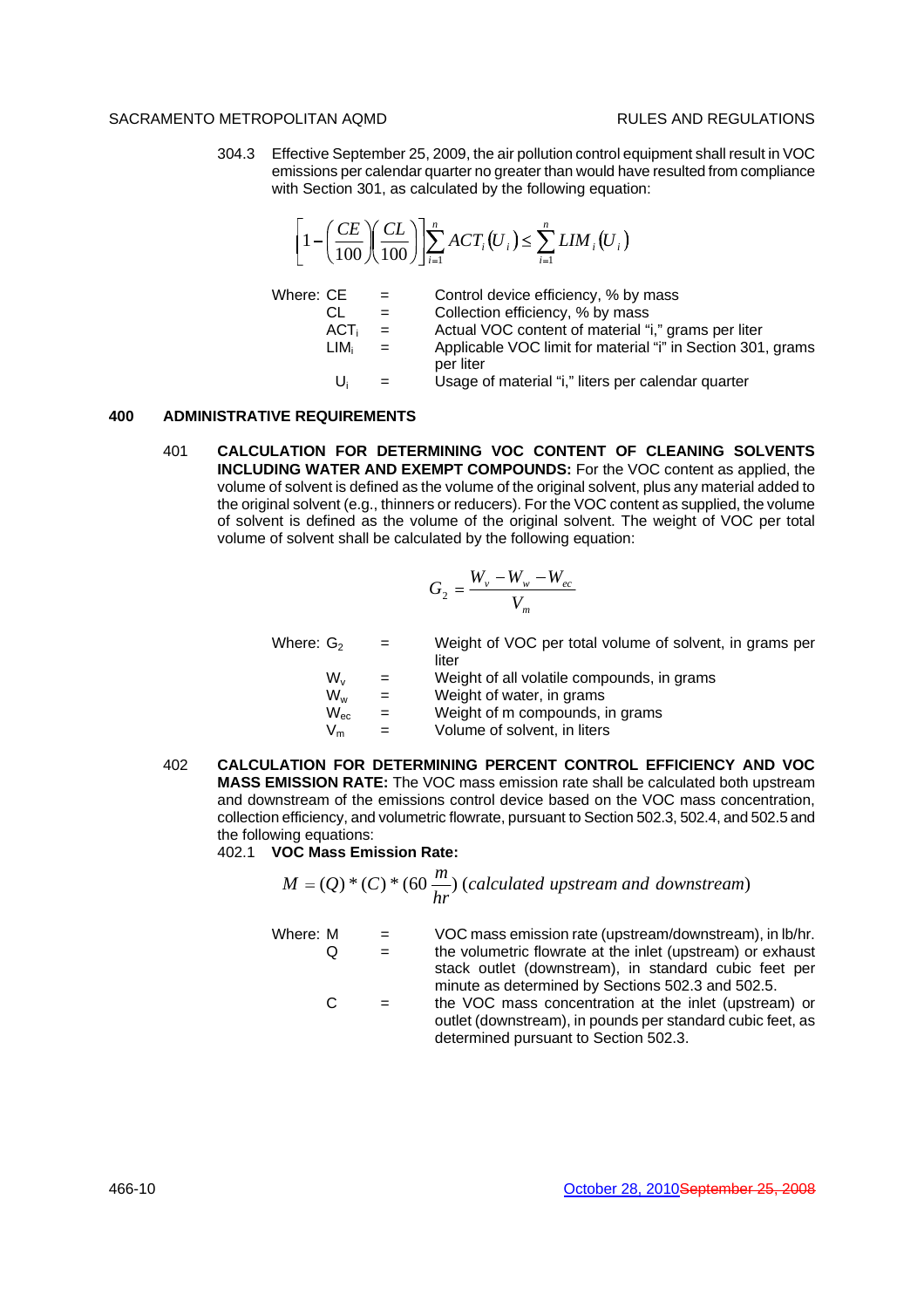304.3 Effective September 25, 2009, the air pollution control equipment shall result in VOC emissions per calendar quarter no greater than would have resulted from compliance with Section 301, as calculated by the following equation:

$$\left[1-\left(\frac{CE}{100}\right)\left(\frac{CL}{100}\right)\right]\sum_{i=1}^{n} ACT_i(U_i) \leq \sum_{i=1}^{n} LIM_i(U_i)$$

Where:
- CE = Control device efficiency, % by mass
- CL = Collection efficiency, % by mass
- $ACT_i$ = Actual VOC content of material "i," grams per liter
- $LIM_i$ = Applicable VOC limit for material "i" in Section 301, grams per liter
- $U_i$ = Usage of material "i," liters per calendar quarter

## 400 ADMINISTRATIVE REQUIREMENTS

401 **CALCULATION FOR DETERMINING VOC CONTENT OF CLEANING SOLVENTS INCLUDING WATER AND EXEMPT COMPOUNDS:** For the VOC content as applied, the volume of solvent is defined as the volume of the original solvent, plus any material added to the original solvent (e.g., thinners or reducers). For the VOC content as supplied, the volume of solvent is defined as the volume of the original solvent. The weight of VOC per total volume of solvent shall be calculated by the following equation:

$$G_2 = \frac{W_v - W_w - W_{ec}}{V_m}$$

Where:
- $G_2$ = Weight of VOC per total volume of solvent, in grams per liter
- $W_v$ = Weight of all volatile compounds, in grams
- $W_w$ = Weight of water, in grams
- $W_{ec}$ = Weight of m compounds, in grams
- $V_m$ = Volume of solvent, in liters

402 **CALCULATION FOR DETERMINING PERCENT CONTROL EFFICIENCY AND VOC MASS EMISSION RATE:** The VOC mass emission rate shall be calculated both upstream and downstream of the emissions control device based on the VOC mass concentration, collection efficiency, and volumetric flowrate, pursuant to Section 502.3, 502.4, and 502.5 and the following equations:

402.1 **VOC Mass Emission Rate:**

$$M = (Q) * (C) * (60\,\frac{m}{hr})\ (\textit{calculated upstream and downstream})$$

Where:
- M = VOC mass emission rate (upstream/downstream), in lb/hr.
- Q = the volumetric flowrate at the inlet (upstream) or exhaust stack outlet (downstream), in standard cubic feet per minute as determined by Sections 502.3 and 502.5.
- C = the VOC mass concentration at the inlet (upstream) or outlet (downstream), in pounds per standard cubic feet, as determined pursuant to Section 502.3.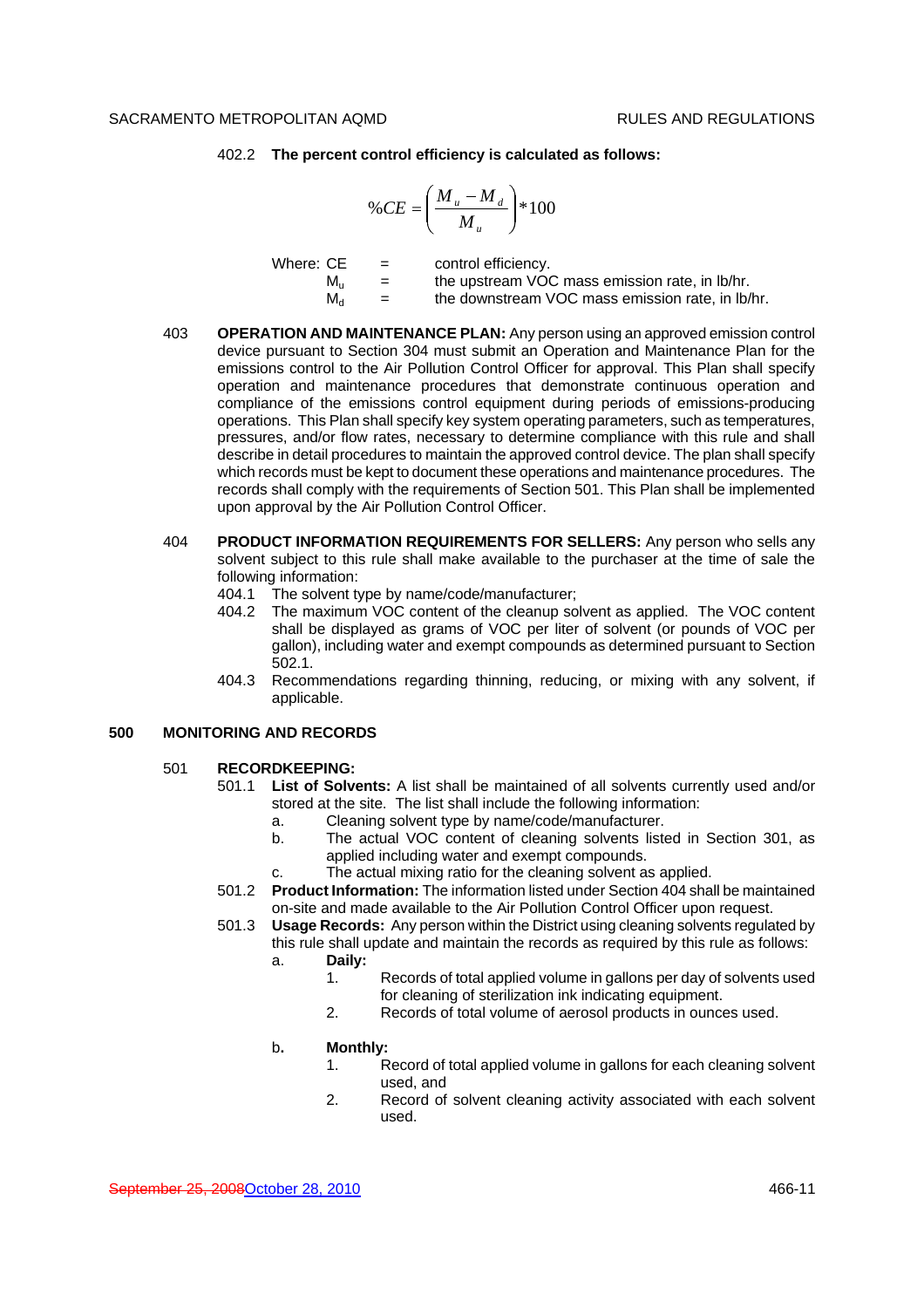402.2 **The percent control efficiency is calculated as follows:**

$$\%CE = \left(\frac{M_u - M_d}{M_u}\right) * 100$$

Where: CE = control efficiency.
$M_u$ = the upstream VOC mass emission rate, in lb/hr.
$M_d$ = the downstream VOC mass emission rate, in lb/hr.

403 **OPERATION AND MAINTENANCE PLAN:** Any person using an approved emission control device pursuant to Section 304 must submit an Operation and Maintenance Plan for the emissions control to the Air Pollution Control Officer for approval. This Plan shall specify operation and maintenance procedures that demonstrate continuous operation and compliance of the emissions control equipment during periods of emissions-producing operations. This Plan shall specify key system operating parameters, such as temperatures, pressures, and/or flow rates, necessary to determine compliance with this rule and shall describe in detail procedures to maintain the approved control device. The plan shall specify which records must be kept to document these operations and maintenance procedures. The records shall comply with the requirements of Section 501. This Plan shall be implemented upon approval by the Air Pollution Control Officer.

404 **PRODUCT INFORMATION REQUIREMENTS FOR SELLERS:** Any person who sells any solvent subject to this rule shall make available to the purchaser at the time of sale the following information:

404.1 The solvent type by name/code/manufacturer;

404.2 The maximum VOC content of the cleanup solvent as applied. The VOC content shall be displayed as grams of VOC per liter of solvent (or pounds of VOC per gallon), including water and exempt compounds as determined pursuant to Section 502.1.

404.3 Recommendations regarding thinning, reducing, or mixing with any solvent, if applicable.

## 500 MONITORING AND RECORDS

501 **RECORDKEEPING:**

501.1 **List of Solvents:** A list shall be maintained of all solvents currently used and/or stored at the site. The list shall include the following information:

a. Cleaning solvent type by name/code/manufacturer.

b. The actual VOC content of cleaning solvents listed in Section 301, as applied including water and exempt compounds.

c. The actual mixing ratio for the cleaning solvent as applied.

501.2 **Product Information:** The information listed under Section 404 shall be maintained on-site and made available to the Air Pollution Control Officer upon request.

501.3 **Usage Records:** Any person within the District using cleaning solvents regulated by this rule shall update and maintain the records as required by this rule as follows:

a. **Daily:**

1. Records of total applied volume in gallons per day of solvents used for cleaning of sterilization ink indicating equipment.

2. Records of total volume of aerosol products in ounces used.

b. **Monthly:**

1. Record of total applied volume in gallons for each cleaning solvent used, and

2. Record of solvent cleaning activity associated with each solvent used.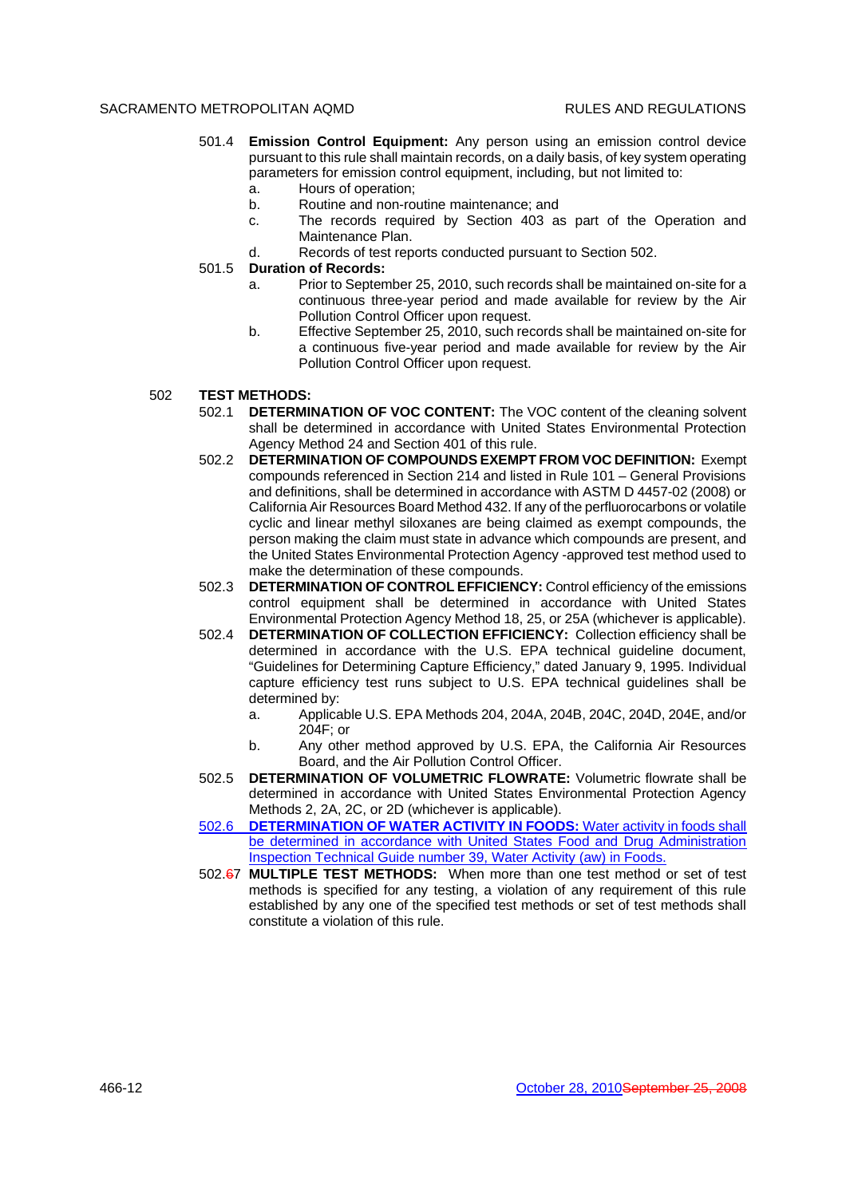501.4 **Emission Control Equipment:** Any person using an emission control device pursuant to this rule shall maintain records, on a daily basis, of key system operating parameters for emission control equipment, including, but not limited to:

a. Hours of operation;

b. Routine and non-routine maintenance; and

c. The records required by Section 403 as part of the Operation and Maintenance Plan.

d. Records of test reports conducted pursuant to Section 502.

501.5 **Duration of Records:**

a. Prior to September 25, 2010, such records shall be maintained on-site for a continuous three-year period and made available for review by the Air Pollution Control Officer upon request.

b. Effective September 25, 2010, such records shall be maintained on-site for a continuous five-year period and made available for review by the Air Pollution Control Officer upon request.

502 **TEST METHODS:**

502.1 **DETERMINATION OF VOC CONTENT:** The VOC content of the cleaning solvent shall be determined in accordance with United States Environmental Protection Agency Method 24 and Section 401 of this rule.

502.2 **DETERMINATION OF COMPOUNDS EXEMPT FROM VOC DEFINITION:** Exempt compounds referenced in Section 214 and listed in Rule 101 – General Provisions and definitions, shall be determined in accordance with ASTM D 4457-02 (2008) or California Air Resources Board Method 432. If any of the perfluorocarbons or volatile cyclic and linear methyl siloxanes are being claimed as exempt compounds, the person making the claim must state in advance which compounds are present, and the United States Environmental Protection Agency -approved test method used to make the determination of these compounds.

502.3 **DETERMINATION OF CONTROL EFFICIENCY:** Control efficiency of the emissions control equipment shall be determined in accordance with United States Environmental Protection Agency Method 18, 25, or 25A (whichever is applicable).

502.4 **DETERMINATION OF COLLECTION EFFICIENCY:** Collection efficiency shall be determined in accordance with the U.S. EPA technical guideline document, "Guidelines for Determining Capture Efficiency," dated January 9, 1995. Individual capture efficiency test runs subject to U.S. EPA technical guidelines shall be determined by:

a. Applicable U.S. EPA Methods 204, 204A, 204B, 204C, 204D, 204E, and/or 204F; or

b. Any other method approved by U.S. EPA, the California Air Resources Board, and the Air Pollution Control Officer.

502.5 **DETERMINATION OF VOLUMETRIC FLOWRATE:** Volumetric flowrate shall be determined in accordance with United States Environmental Protection Agency Methods 2, 2A, 2C, or 2D (whichever is applicable).

502.6 **DETERMINATION OF WATER ACTIVITY IN FOODS:** Water activity in foods shall be determined in accordance with United States Food and Drug Administration Inspection Technical Guide number 39, Water Activity (aw) in Foods.

502.~~6~~7 **MULTIPLE TEST METHODS:** When more than one test method or set of test methods is specified for any testing, a violation of any requirement of this rule established by any one of the specified test methods or set of test methods shall constitute a violation of this rule.